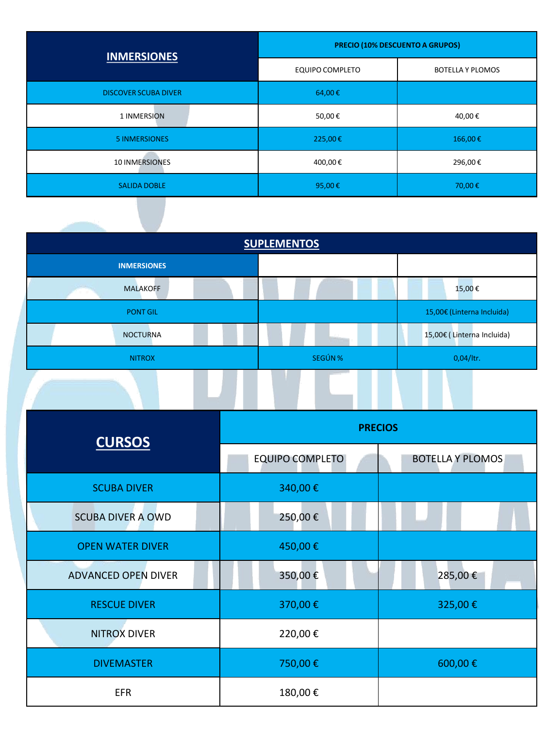| INMERSIONES | PRECIO (10% DESCUENTO A GRUPOS) | |
|---|---|---|
| | EQUIPO COMPLETO | BOTELLA Y PLOMOS |
| DISCOVER SCUBA DIVER | 64,00 € | |
| 1 INMERSION | 50,00 € | 40,00 € |
| 5 INMERSIONES | 225,00 € | 166,00 € |
| 10 INMERSIONES | 400,00 € | 296,00 € |
| SALIDA DOBLE | 95,00 € | 70,00 € |

| SUPLEMENTOS | | |
|---|---|---|
| INMERSIONES | | |
| MALAKOFF | | 15,00 € |
| PONT GIL | | 15,00€ (Linterna Incluida) |
| NOCTURNA | | 15,00€ ( Linterna Incluida) |
| NITROX | SEGÚN % | 0,04/ltr. |

| CURSOS | PRECIOS | |
|---|---|---|
| | EQUIPO COMPLETO | BOTELLA Y PLOMOS |
| SCUBA DIVER | 340,00 € | |
| SCUBA DIVER A OWD | 250,00 € | |
| OPEN WATER DIVER | 450,00 € | |
| ADVANCED OPEN DIVER | 350,00 € | 285,00 € |
| RESCUE DIVER | 370,00 € | 325,00 € |
| NITROX DIVER | 220,00 € | |
| DIVEMASTER | 750,00 € | 600,00 € |
| EFR | 180,00 € | |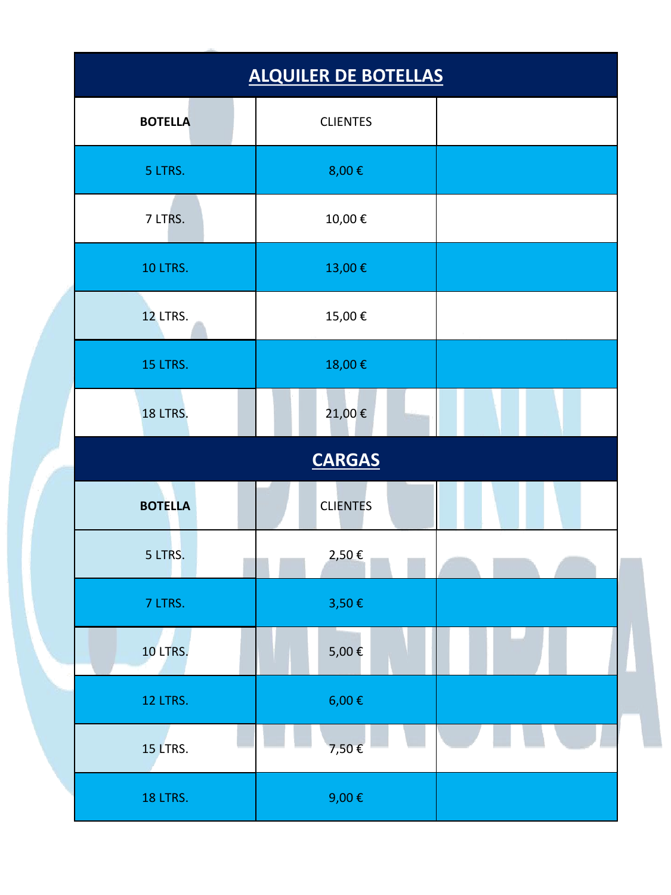## ALQUILER DE BOTELLAS

| BOTELLA | CLIENTES | |
|---|---|---|
| 5 LTRS. | 8,00 € | |
| 7 LTRS. | 10,00 € | |
| 10 LTRS. | 13,00 € | |
| 12 LTRS. | 15,00 € | |
| 15 LTRS. | 18,00 € | |
| 18 LTRS. | 21,00 € | |

## CARGAS

| BOTELLA | CLIENTES | |
|---|---|---|
| 5 LTRS. | 2,50 € | |
| 7 LTRS. | 3,50 € | |
| 10 LTRS. | 5,00 € | |
| 12 LTRS. | 6,00 € | |
| 15 LTRS. | 7,50 € | |
| 18 LTRS. | 9,00 € | |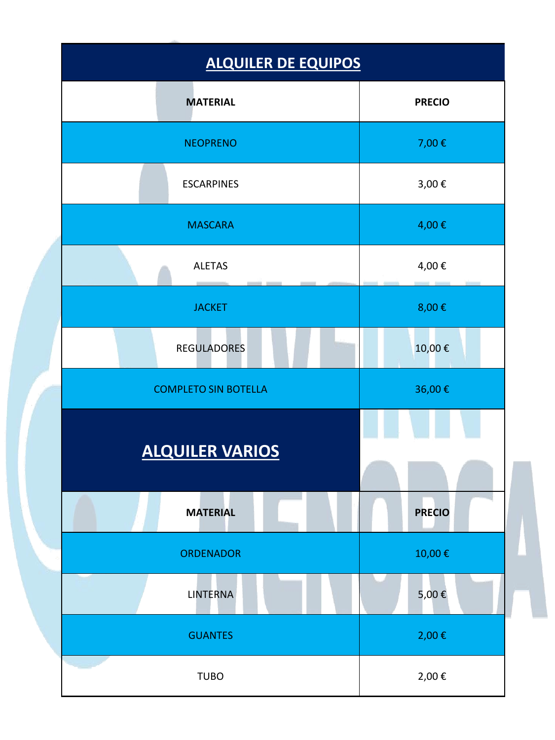## ALQUILER DE EQUIPOS

| MATERIAL | PRECIO |
|---|---|
| NEOPRENO | 7,00 € |
| ESCARPINES | 3,00 € |
| MASCARA | 4,00 € |
| ALETAS | 4,00 € |
| JACKET | 8,00 € |
| REGULADORES | 10,00 € |
| COMPLETO SIN BOTELLA | 36,00 € |

## ALQUILER VARIOS

| MATERIAL | PRECIO |
|---|---|
| ORDENADOR | 10,00 € |
| LINTERNA | 5,00 € |
| GUANTES | 2,00 € |
| TUBO | 2,00 € |